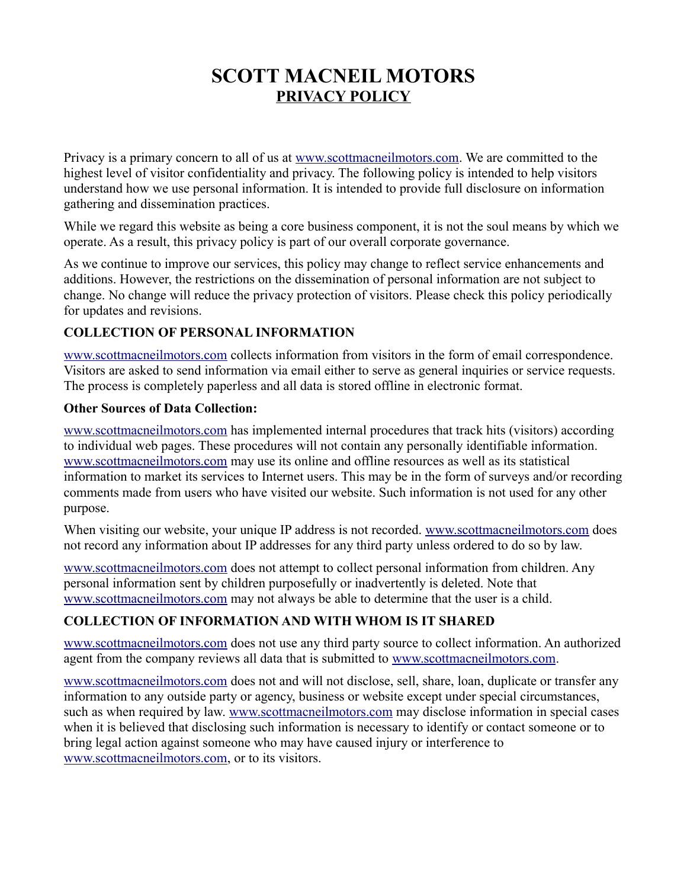# SCOTT MACNEIL MOTORS

## PRIVACY POLICY

Privacy is a primary concern to all of us at www.scottmacneilmotors.com. We are committed to the highest level of visitor confidentiality and privacy. The following policy is intended to help visitors understand how we use personal information. It is intended to provide full disclosure on information gathering and dissemination practices.

While we regard this website as being a core business component, it is not the soul means by which we operate. As a result, this privacy policy is part of our overall corporate governance.

As we continue to improve our services, this policy may change to reflect service enhancements and additions. However, the restrictions on the dissemination of personal information are not subject to change. No change will reduce the privacy protection of visitors. Please check this policy periodically for updates and revisions.

### COLLECTION OF PERSONAL INFORMATION

www.scottmacneilmotors.com collects information from visitors in the form of email correspondence. Visitors are asked to send information via email either to serve as general inquiries or service requests. The process is completely paperless and all data is stored offline in electronic format.

**Other Sources of Data Collection:**

www.scottmacneilmotors.com has implemented internal procedures that track hits (visitors) according to individual web pages. These procedures will not contain any personally identifiable information. www.scottmacneilmotors.com may use its online and offline resources as well as its statistical information to market its services to Internet users. This may be in the form of surveys and/or recording comments made from users who have visited our website. Such information is not used for any other purpose.

When visiting our website, your unique IP address is not recorded. www.scottmacneilmotors.com does not record any information about IP addresses for any third party unless ordered to do so by law.

www.scottmacneilmotors.com does not attempt to collect personal information from children. Any personal information sent by children purposefully or inadvertently is deleted. Note that www.scottmacneilmotors.com may not always be able to determine that the user is a child.

### COLLECTION OF INFORMATION AND WITH WHOM IS IT SHARED

www.scottmacneilmotors.com does not use any third party source to collect information. An authorized agent from the company reviews all data that is submitted to www.scottmacneilmotors.com.

www.scottmacneilmotors.com does not and will not disclose, sell, share, loan, duplicate or transfer any information to any outside party or agency, business or website except under special circumstances, such as when required by law. www.scottmacneilmotors.com may disclose information in special cases when it is believed that disclosing such information is necessary to identify or contact someone or to bring legal action against someone who may have caused injury or interference to www.scottmacneilmotors.com, or to its visitors.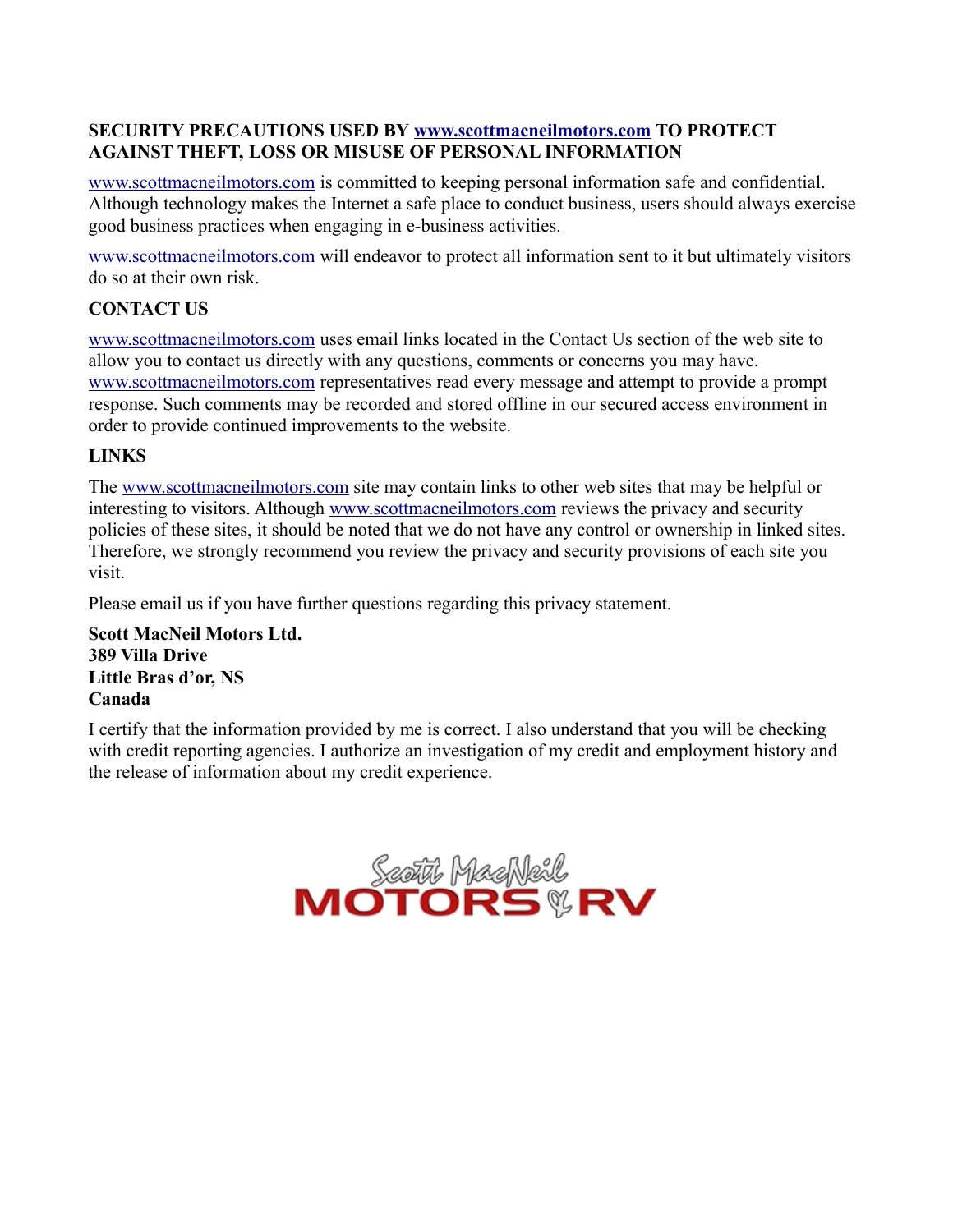**SECURITY PRECAUTIONS USED BY www.scottmacneilmotors.com TO PROTECT AGAINST THEFT, LOSS OR MISUSE OF PERSONAL INFORMATION**

www.scottmacneilmotors.com is committed to keeping personal information safe and confidential. Although technology makes the Internet a safe place to conduct business, users should always exercise good business practices when engaging in e-business activities.

www.scottmacneilmotors.com will endeavor to protect all information sent to it but ultimately visitors do so at their own risk.

**CONTACT US**

www.scottmacneilmotors.com uses email links located in the Contact Us section of the web site to allow you to contact us directly with any questions, comments or concerns you may have. www.scottmacneilmotors.com representatives read every message and attempt to provide a prompt response. Such comments may be recorded and stored offline in our secured access environment in order to provide continued improvements to the website.

**LINKS**

The www.scottmacneilmotors.com site may contain links to other web sites that may be helpful or interesting to visitors. Although www.scottmacneilmotors.com reviews the privacy and security policies of these sites, it should be noted that we do not have any control or ownership in linked sites. Therefore, we strongly recommend you review the privacy and security provisions of each site you visit.

Please email us if you have further questions regarding this privacy statement.

**Scott MacNeil Motors Ltd.**
**389 Villa Drive**
**Little Bras d'or, NS**
**Canada**

I certify that the information provided by me is correct. I also understand that you will be checking with credit reporting agencies. I authorize an investigation of my credit and employment history and the release of information about my credit experience.

Scott MacNeil MOTORS & RV